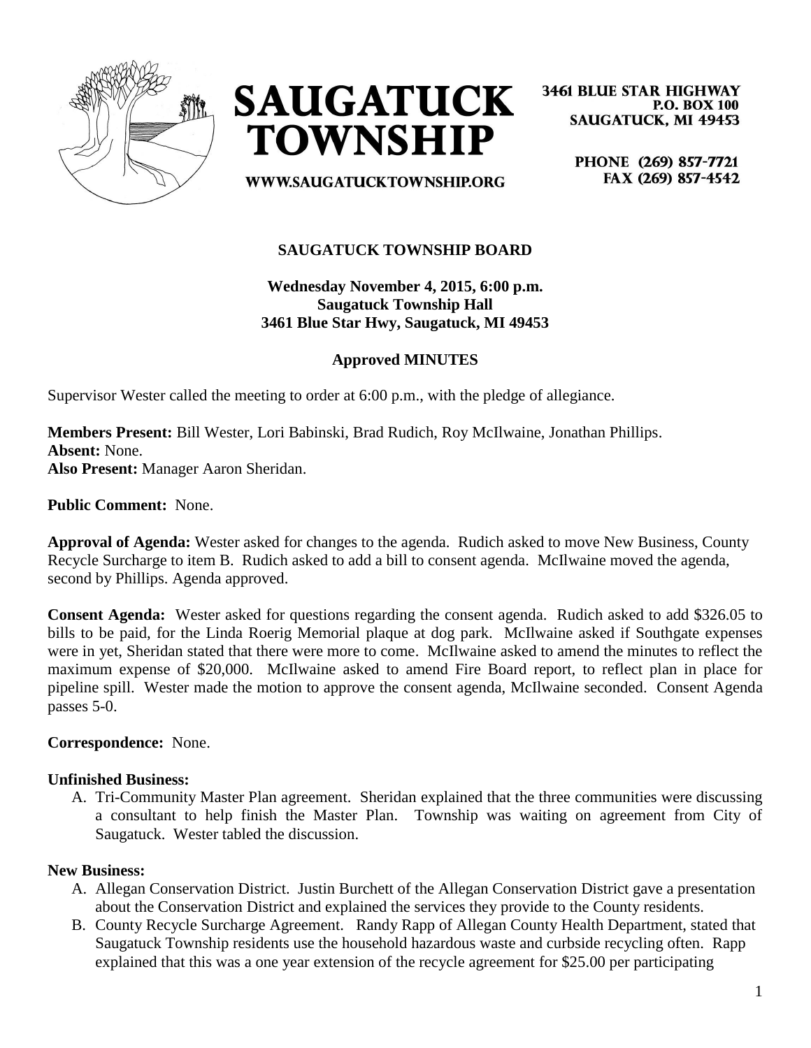# SAUGATUCK TOWNSHIP

3461 BLUE STAR HIGHWAY
P.O. BOX 100
SAUGATUCK, MI 49453

PHONE (269) 857-7721
FAX (269) 857-4542

WWW.SAUGATUCKTOWNSHIP.ORG

## SAUGATUCK TOWNSHIP BOARD

**Wednesday November 4, 2015, 6:00 p.m.**
**Saugatuck Township Hall**
**3461 Blue Star Hwy, Saugatuck, MI 49453**

**Approved MINUTES**

Supervisor Wester called the meeting to order at 6:00 p.m., with the pledge of allegiance.

**Members Present:** Bill Wester, Lori Babinski, Brad Rudich, Roy McIlwaine, Jonathan Phillips.
**Absent:** None.
**Also Present:** Manager Aaron Sheridan.

**Public Comment:** None.

**Approval of Agenda:** Wester asked for changes to the agenda. Rudich asked to move New Business, County Recycle Surcharge to item B. Rudich asked to add a bill to consent agenda. McIlwaine moved the agenda, second by Phillips. Agenda approved.

**Consent Agenda:** Wester asked for questions regarding the consent agenda. Rudich asked to add $326.05 to bills to be paid, for the Linda Roerig Memorial plaque at dog park. McIlwaine asked if Southgate expenses were in yet, Sheridan stated that there were more to come. McIlwaine asked to amend the minutes to reflect the maximum expense of $20,000. McIlwaine asked to amend Fire Board report, to reflect plan in place for pipeline spill. Wester made the motion to approve the consent agenda, McIlwaine seconded. Consent Agenda passes 5-0.

**Correspondence:** None.

**Unfinished Business:**

A. Tri-Community Master Plan agreement. Sheridan explained that the three communities were discussing a consultant to help finish the Master Plan. Township was waiting on agreement from City of Saugatuck. Wester tabled the discussion.

**New Business:**

A. Allegan Conservation District. Justin Burchett of the Allegan Conservation District gave a presentation about the Conservation District and explained the services they provide to the County residents.
B. County Recycle Surcharge Agreement. Randy Rapp of Allegan County Health Department, stated that Saugatuck Township residents use the household hazardous waste and curbside recycling often. Rapp explained that this was a one year extension of the recycle agreement for $25.00 per participating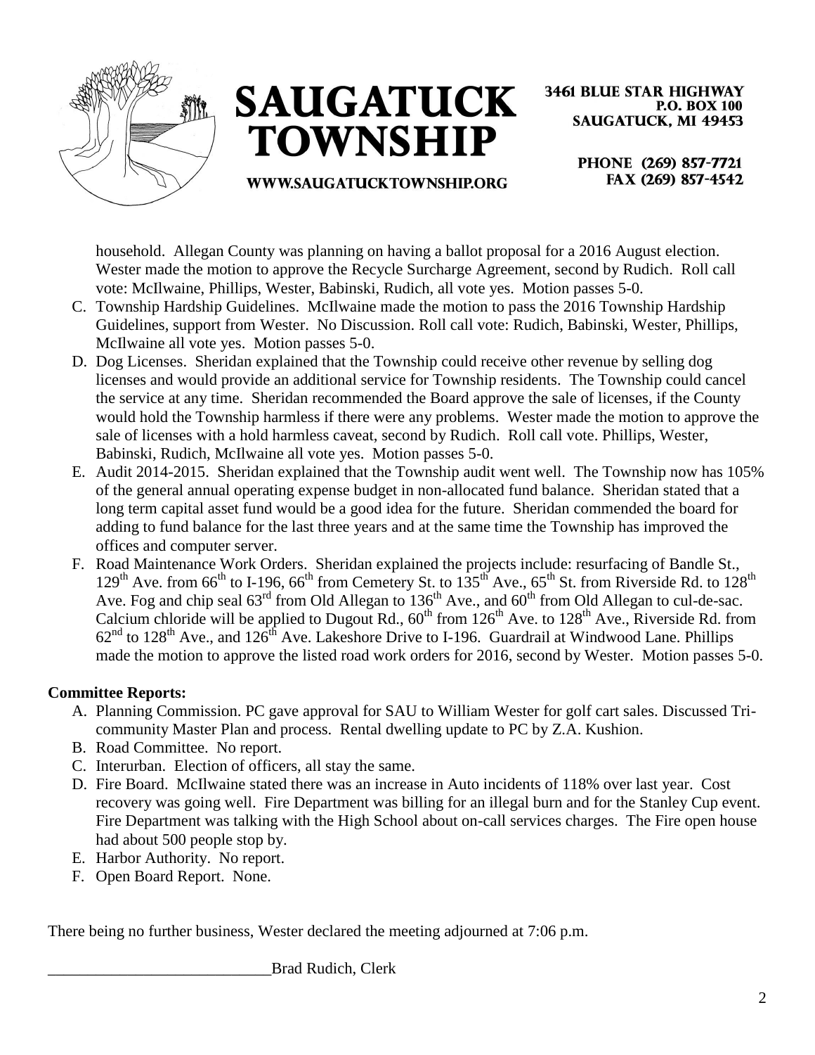household. Allegan County was planning on having a ballot proposal for a 2016 August election. Wester made the motion to approve the Recycle Surcharge Agreement, second by Rudich. Roll call vote: McIlwaine, Phillips, Wester, Babinski, Rudich, all vote yes. Motion passes 5-0.

C. Township Hardship Guidelines. McIlwaine made the motion to pass the 2016 Township Hardship Guidelines, support from Wester. No Discussion. Roll call vote: Rudich, Babinski, Wester, Phillips, McIlwaine all vote yes. Motion passes 5-0.
D. Dog Licenses. Sheridan explained that the Township could receive other revenue by selling dog licenses and would provide an additional service for Township residents. The Township could cancel the service at any time. Sheridan recommended the Board approve the sale of licenses, if the County would hold the Township harmless if there were any problems. Wester made the motion to approve the sale of licenses with a hold harmless caveat, second by Rudich. Roll call vote. Phillips, Wester, Babinski, Rudich, McIlwaine all vote yes. Motion passes 5-0.
E. Audit 2014-2015. Sheridan explained that the Township audit went well. The Township now has 105% of the general annual operating expense budget in non-allocated fund balance. Sheridan stated that a long term capital asset fund would be a good idea for the future. Sheridan commended the board for adding to fund balance for the last three years and at the same time the Township has improved the offices and computer server.
F. Road Maintenance Work Orders. Sheridan explained the projects include: resurfacing of Bandle St., 129th Ave. from 66th to I-196, 66th from Cemetery St. to 135th Ave., 65th St. from Riverside Rd. to 128th Ave. Fog and chip seal 63rd from Old Allegan to 136th Ave., and 60th from Old Allegan to cul-de-sac. Calcium chloride will be applied to Dugout Rd., 60th from 126th Ave. to 128th Ave., Riverside Rd. from 62nd to 128th Ave., and 126th Ave. Lakeshore Drive to I-196. Guardrail at Windwood Lane. Phillips made the motion to approve the listed road work orders for 2016, second by Wester. Motion passes 5-0.

**Committee Reports:**

A. Planning Commission. PC gave approval for SAU to William Wester for golf cart sales. Discussed Tri-community Master Plan and process. Rental dwelling update to PC by Z.A. Kushion.
B. Road Committee. No report.
C. Interurban. Election of officers, all stay the same.
D. Fire Board. McIlwaine stated there was an increase in Auto incidents of 118% over last year. Cost recovery was going well. Fire Department was billing for an illegal burn and for the Stanley Cup event. Fire Department was talking with the High School about on-call services charges. The Fire open house had about 500 people stop by.
E. Harbor Authority. No report.
F. Open Board Report. None.

There being no further business, Wester declared the meeting adjourned at 7:06 p.m.

____________________________Brad Rudich, Clerk